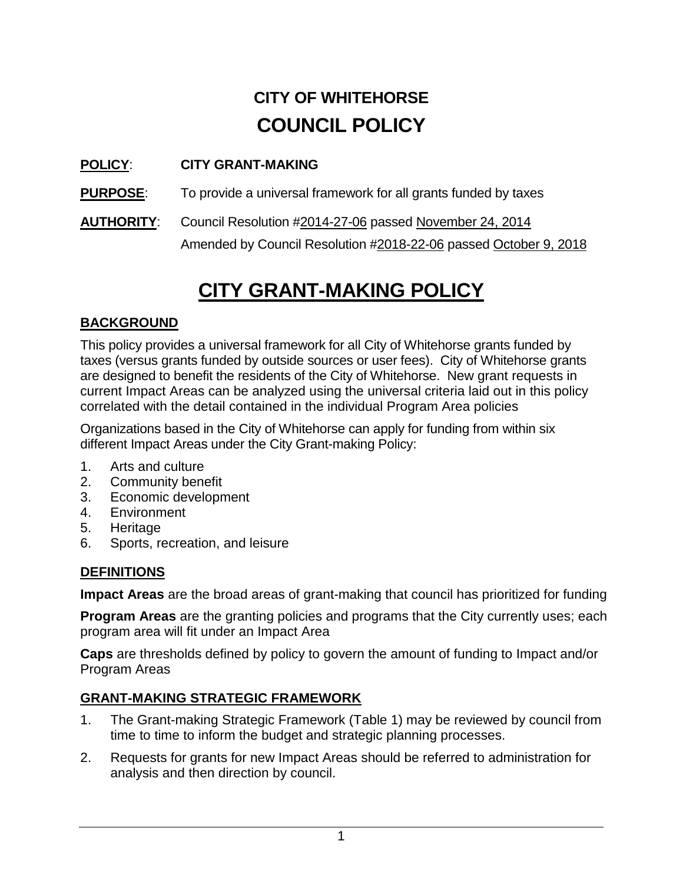# CITY OF WHITEHORSE
# COUNCIL POLICY

**POLICY**: **CITY GRANT-MAKING**

**PURPOSE**: To provide a universal framework for all grants funded by taxes

**AUTHORITY**: Council Resolution #2014-27-06 passed November 24, 2014
Amended by Council Resolution #2018-22-06 passed October 9, 2018

# CITY GRANT-MAKING POLICY

## BACKGROUND

This policy provides a universal framework for all City of Whitehorse grants funded by taxes (versus grants funded by outside sources or user fees). City of Whitehorse grants are designed to benefit the residents of the City of Whitehorse. New grant requests in current Impact Areas can be analyzed using the universal criteria laid out in this policy correlated with the detail contained in the individual Program Area policies

Organizations based in the City of Whitehorse can apply for funding from within six different Impact Areas under the City Grant-making Policy:

1. Arts and culture
2. Community benefit
3. Economic development
4. Environment
5. Heritage
6. Sports, recreation, and leisure

## DEFINITIONS

**Impact Areas** are the broad areas of grant-making that council has prioritized for funding

**Program Areas** are the granting policies and programs that the City currently uses; each program area will fit under an Impact Area

**Caps** are thresholds defined by policy to govern the amount of funding to Impact and/or Program Areas

## GRANT-MAKING STRATEGIC FRAMEWORK

1. The Grant-making Strategic Framework (Table 1) may be reviewed by council from time to time to inform the budget and strategic planning processes.
2. Requests for grants for new Impact Areas should be referred to administration for analysis and then direction by council.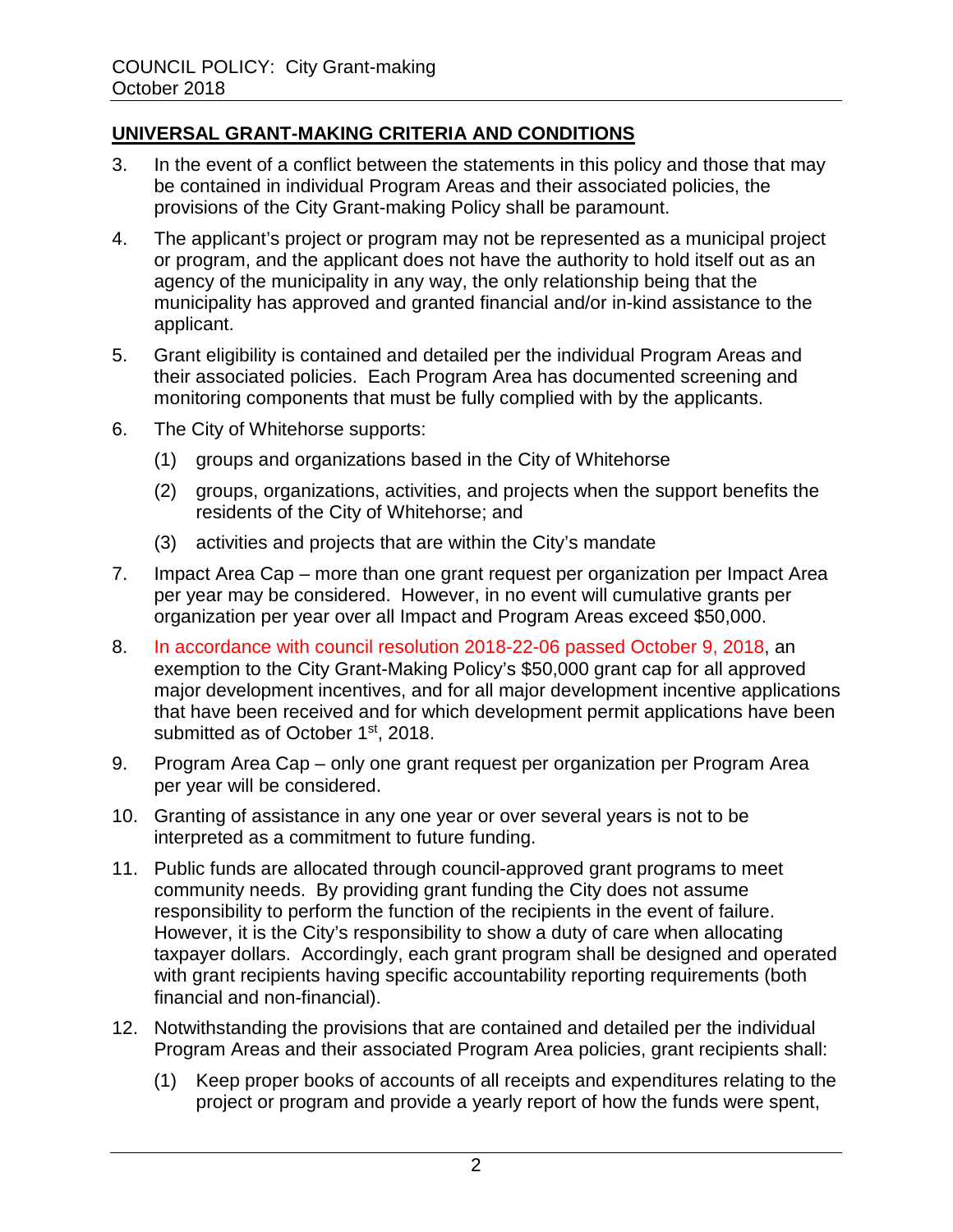## UNIVERSAL GRANT-MAKING CRITERIA AND CONDITIONS

3. In the event of a conflict between the statements in this policy and those that may be contained in individual Program Areas and their associated policies, the provisions of the City Grant-making Policy shall be paramount.

4. The applicant's project or program may not be represented as a municipal project or program, and the applicant does not have the authority to hold itself out as an agency of the municipality in any way, the only relationship being that the municipality has approved and granted financial and/or in-kind assistance to the applicant.

5. Grant eligibility is contained and detailed per the individual Program Areas and their associated policies. Each Program Area has documented screening and monitoring components that must be fully complied with by the applicants.

6. The City of Whitehorse supports:

   (1) groups and organizations based in the City of Whitehorse

   (2) groups, organizations, activities, and projects when the support benefits the residents of the City of Whitehorse; and

   (3) activities and projects that are within the City's mandate

7. Impact Area Cap – more than one grant request per organization per Impact Area per year may be considered. However, in no event will cumulative grants per organization per year over all Impact and Program Areas exceed $50,000.

8. In accordance with council resolution 2018-22-06 passed October 9, 2018, an exemption to the City Grant-Making Policy's $50,000 grant cap for all approved major development incentives, and for all major development incentive applications that have been received and for which development permit applications have been submitted as of October 1st, 2018.

9. Program Area Cap – only one grant request per organization per Program Area per year will be considered.

10. Granting of assistance in any one year or over several years is not to be interpreted as a commitment to future funding.

11. Public funds are allocated through council-approved grant programs to meet community needs. By providing grant funding the City does not assume responsibility to perform the function of the recipients in the event of failure. However, it is the City's responsibility to show a duty of care when allocating taxpayer dollars. Accordingly, each grant program shall be designed and operated with grant recipients having specific accountability reporting requirements (both financial and non-financial).

12. Notwithstanding the provisions that are contained and detailed per the individual Program Areas and their associated Program Area policies, grant recipients shall:

   (1) Keep proper books of accounts of all receipts and expenditures relating to the project or program and provide a yearly report of how the funds were spent,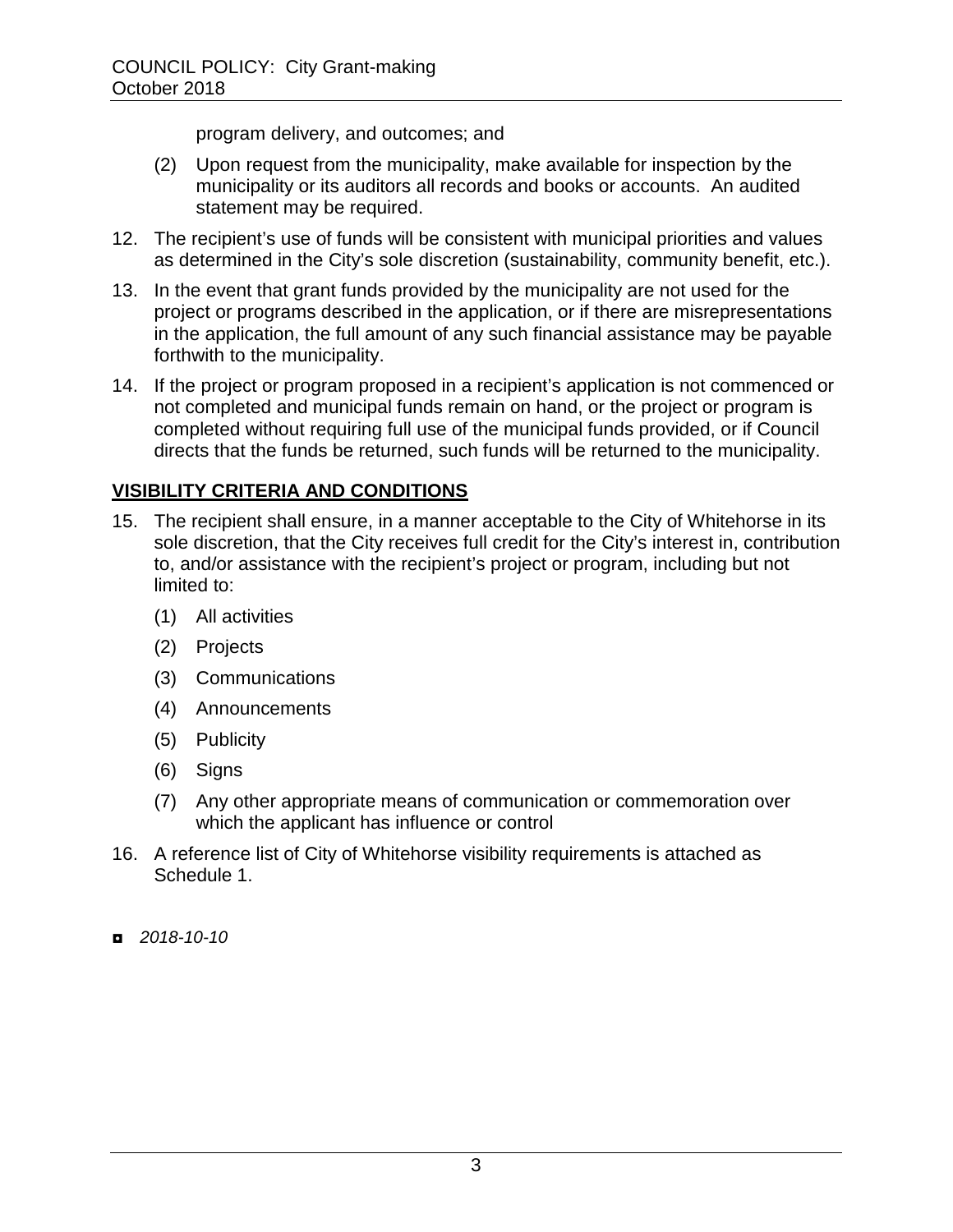program delivery, and outcomes; and

(2) Upon request from the municipality, make available for inspection by the municipality or its auditors all records and books or accounts. An audited statement may be required.

12. The recipient's use of funds will be consistent with municipal priorities and values as determined in the City's sole discretion (sustainability, community benefit, etc.).

13. In the event that grant funds provided by the municipality are not used for the project or programs described in the application, or if there are misrepresentations in the application, the full amount of any such financial assistance may be payable forthwith to the municipality.

14. If the project or program proposed in a recipient's application is not commenced or not completed and municipal funds remain on hand, or the project or program is completed without requiring full use of the municipal funds provided, or if Council directs that the funds be returned, such funds will be returned to the municipality.

## VISIBILITY CRITERIA AND CONDITIONS

15. The recipient shall ensure, in a manner acceptable to the City of Whitehorse in its sole discretion, that the City receives full credit for the City's interest in, contribution to, and/or assistance with the recipient's project or program, including but not limited to:

    (1) All activities

    (2) Projects

    (3) Communications

    (4) Announcements

    (5) Publicity

    (6) Signs

    (7) Any other appropriate means of communication or commemoration over which the applicant has influence or control

16. A reference list of City of Whitehorse visibility requirements is attached as Schedule 1.

◘ *2018-10-10*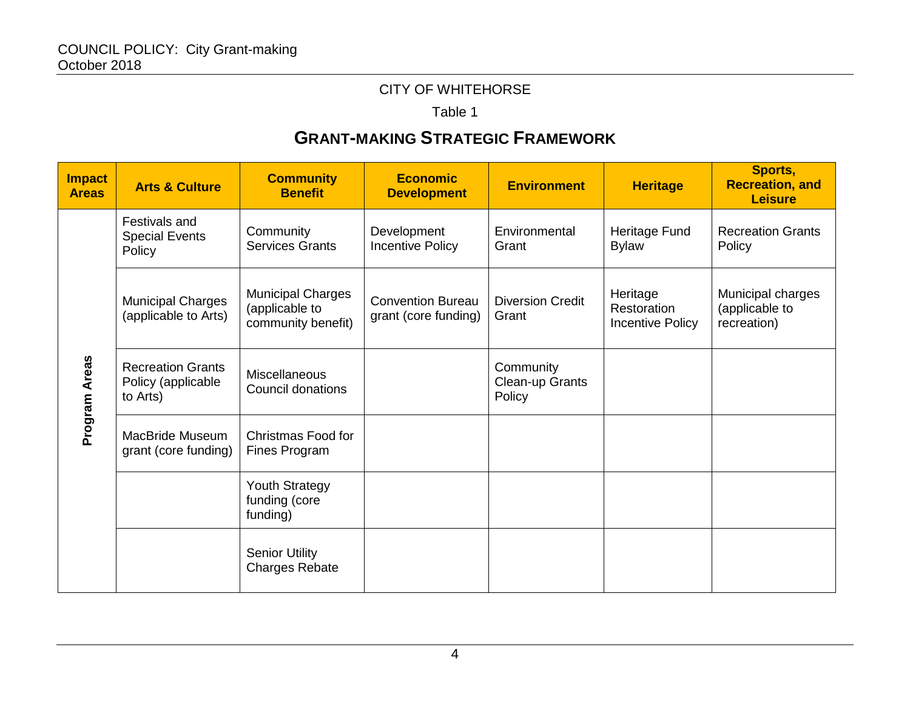CITY OF WHITEHORSE

Table 1

## GRANT-MAKING STRATEGIC FRAMEWORK

| Impact Areas | Arts & Culture | Community Benefit | Economic Development | Environment | Heritage | Sports, Recreation, and Leisure |
|---|---|---|---|---|---|---|
| Program Areas | Festivals and Special Events Policy | Community Services Grants | Development Incentive Policy | Environmental Grant | Heritage Fund Bylaw | Recreation Grants Policy |
| | Municipal Charges (applicable to Arts) | Municipal Charges (applicable to community benefit) | Convention Bureau grant (core funding) | Diversion Credit Grant | Heritage Restoration Incentive Policy | Municipal charges (applicable to recreation) |
| | Recreation Grants Policy (applicable to Arts) | Miscellaneous Council donations | | Community Clean-up Grants Policy | | |
| | MacBride Museum grant (core funding) | Christmas Food for Fines Program | | | | |
| | | Youth Strategy funding (core funding) | | | | |
| | | Senior Utility Charges Rebate | | | | |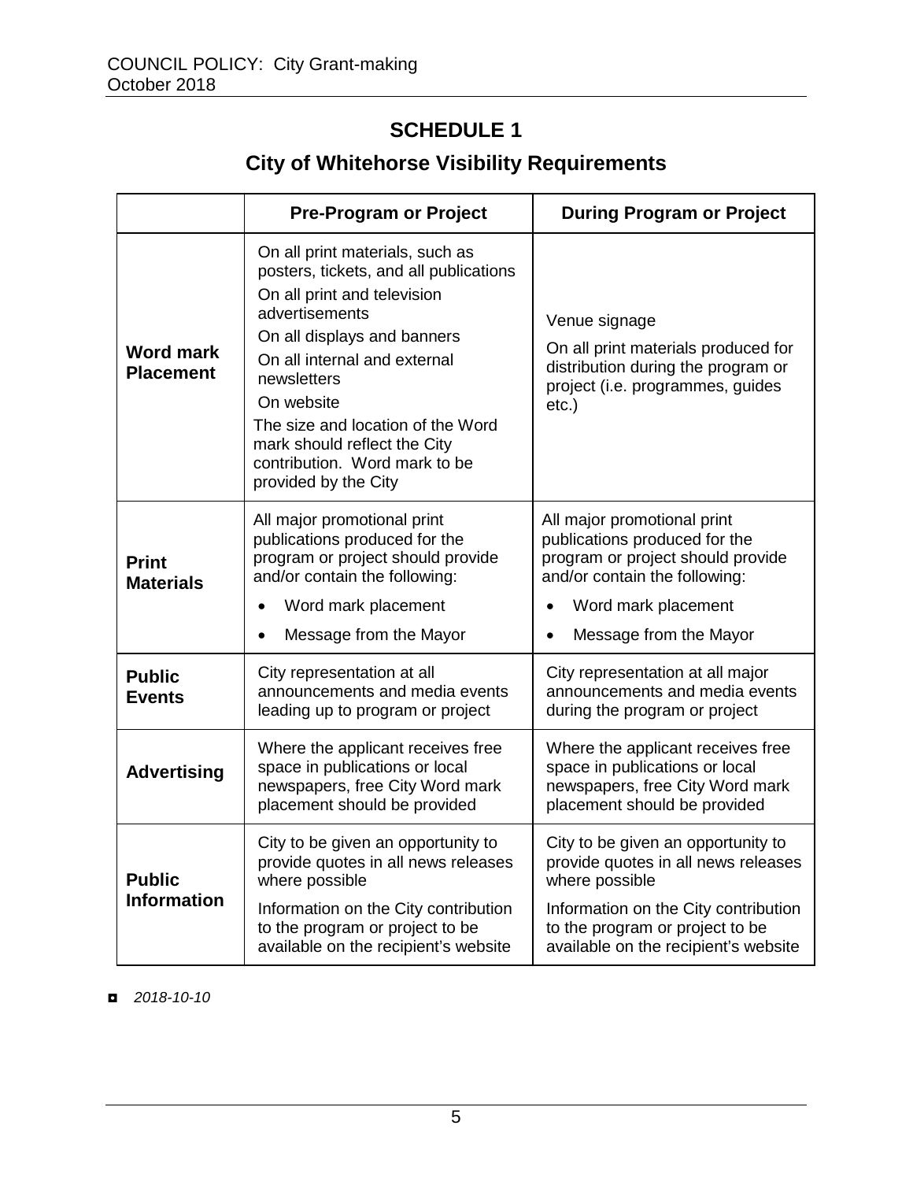# SCHEDULE 1

## City of Whitehorse Visibility Requirements

| | Pre-Program or Project | During Program or Project |
|---|---|---|
| **Word mark Placement** | On all print materials, such as posters, tickets, and all publications<br>On all print and television advertisements<br>On all displays and banners<br>On all internal and external newsletters<br>On website<br>The size and location of the Word mark should reflect the City contribution. Word mark to be provided by the City | Venue signage<br>On all print materials produced for distribution during the program or project (i.e. programmes, guides etc.) |
| **Print Materials** | All major promotional print publications produced for the program or project should provide and/or contain the following:<br>• Word mark placement<br>• Message from the Mayor | All major promotional print publications produced for the program or project should provide and/or contain the following:<br>• Word mark placement<br>• Message from the Mayor |
| **Public Events** | City representation at all announcements and media events leading up to program or project | City representation at all major announcements and media events during the program or project |
| **Advertising** | Where the applicant receives free space in publications or local newspapers, free City Word mark placement should be provided | Where the applicant receives free space in publications or local newspapers, free City Word mark placement should be provided |
| **Public Information** | City to be given an opportunity to provide quotes in all news releases where possible<br>Information on the City contribution to the program or project to be available on the recipient's website | City to be given an opportunity to provide quotes in all news releases where possible<br>Information on the City contribution to the program or project to be available on the recipient's website |

◘ *2018-10-10*